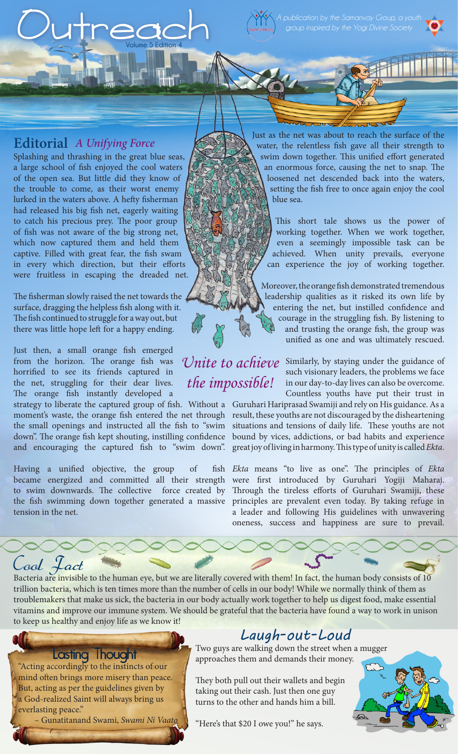# Outreach

Volume 5 Edition 4

*A publication by the Samanvay Group, a youth group inspired by the Yogi Divine Society*

## Editorial *A Unifying Force*

Splashing and thrashing in the great blue seas, a large school of fish enjoyed the cool waters of the open sea. But little did they know of the trouble to come, as their worst enemy lurked in the waters above. A hefty fisherman had released his big fish net, eagerly waiting to catch his precious prey. The poor group of fish was not aware of the big strong net, which now captured them and held them captive. Filled with great fear, the fish swam in every which direction, but their efforts were fruitless in escaping the dreaded net.

The fisherman slowly raised the net towards the surface, dragging the helpless fish along with it. The fish continued to struggle for a way out, but there was little hope left for a happy ending.

Just then, a small orange fish emerged from the horizon. The orange fish was horrified to see its friends captured in the net, struggling for their dear lives. The orange fish instantly developed a strategy to liberate the captured group of fish. Without a moment's waste, the orange fish entered the net through the small openings and instructed all the fish to "swim down". The orange fish kept shouting, instilling confidence and encouraging the captured fish to "swim down".

Having a unified objective, the group of fish became energized and committed all their strength to swim downwards. The collective force created by the fish swimming down together generated a massive tension in the net.

Just as the net was about to reach the surface of the water, the relentless fish gave all their strength to swim down together. This unified effort generated an enormous force, causing the net to snap. The loosened net descended back into the waters, setting the fish free to once again enjoy the cool blue sea.

This short tale shows us the power of working together. When we work together, even a seemingly impossible task can be achieved. When unity prevails, everyone can experience the joy of working together.

Moreover, the orange fish demonstrated tremendous leadership qualities as it risked its own life by entering the net, but instilled confidence and courage in the struggling fish. By listening to and trusting the orange fish, the group was unified as one and was ultimately rescued.

*Unite to achieve the impossible!*

Similarly, by staying under the guidance of such visionary leaders, the problems we face in our day-to-day lives can also be overcome. Countless youths have put their trust in Guruhari Hariprasad Swamiji and rely on His guidance. As a result, these youths are not discouraged by the disheartening situations and tensions of daily life. These youths are not bound by vices, addictions, or bad habits and experience great joy of living in harmony. This type of unity is called *Ekta*.

*Ekta* means "to live as one". The principles of *Ekta* were first introduced by Guruhari Yogiji Maharaj. Through the tireless efforts of Guruhari Swamiji, these principles are prevalent even today. By taking refuge in a leader and following His guidelines with unwavering oneness, success and happiness are sure to prevail.

## Cool Fact

Bacteria are invisible to the human eye, but we are literally covered with them! In fact, the human body consists of 10 trillion bacteria, which is ten times more than the number of cells in our body! While we normally think of them as troublemakers that make us sick, the bacteria in our body actually work together to help us digest food, make essential vitamins and improve our immune system. We should be grateful that the bacteria have found a way to work in unison to keep us healthy and enjoy life as we know it!

## Lasting Thought

"Acting accordingly to the instincts of our mind often brings more misery than peace. But, acting as per the guidelines given by a God-realized Saint will always bring us everlasting peace."

– Gunatitanand Swami, *Swami Ni Vaato*

## Laugh-out-Loud

Two guys are walking down the street when a mugger approaches them and demands their money.

They both pull out their wallets and begin taking out their cash. Just then one guy turns to the other and hands him a bill.

"Here's that $20 I owe you!" he says.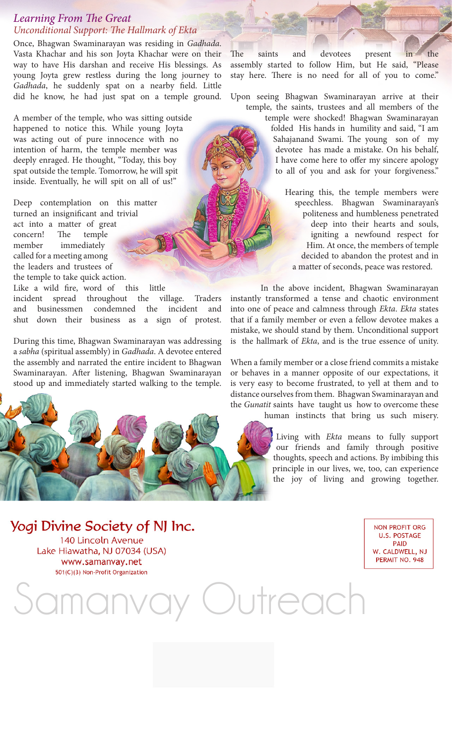## *Learning From The Great*

### *Unconditional Support: The Hallmark of Ekta*

Once, Bhagwan Swaminarayan was residing in *Gadhada*. Vasta Khachar and his son Joyta Khachar were on their way to have His darshan and receive His blessings. As young Joyta grew restless during the long journey to *Gadhada*, he suddenly spat on a nearby field. Little did he know, he had just spat on a temple ground.

A member of the temple, who was sitting outside happened to notice this. While young Joyta was acting out of pure innocence with no intention of harm, the temple member was deeply enraged. He thought, "Today, this boy spat outside the temple. Tomorrow, he will spit inside. Eventually, he will spit on all of us!"

Deep contemplation on this matter turned an insignificant and trivial act into a matter of great concern! The temple member immediately called for a meeting among the leaders and trustees of the temple to take quick action. Like a wild fire, word of this little incident spread throughout the village. Traders and businessmen condemned the incident and shut down their business as a sign of protest.

During this time, Bhagwan Swaminarayan was addressing a *sabha* (spiritual assembly) in *Gadhada*. A devotee entered the assembly and narrated the entire incident to Bhagwan Swaminarayan. After listening, Bhagwan Swaminarayan stood up and immediately started walking to the temple. The saints and devotees present in the assembly started to follow Him, but He said, "Please stay here. There is no need for all of you to come."

Upon seeing Bhagwan Swaminarayan arrive at their temple, the saints, trustees and all members of the temple were shocked! Bhagwan Swaminarayan folded His hands in humility and said, "I am Sahajanand Swami. The young son of my devotee has made a mistake. On his behalf, I have come here to offer my sincere apology to all of you and ask for your forgiveness."

Hearing this, the temple members were speechless. Bhagwan Swaminarayan's politeness and humbleness penetrated deep into their hearts and souls, igniting a newfound respect for Him. At once, the members of temple decided to abandon the protest and in a matter of seconds, peace was restored.

In the above incident, Bhagwan Swaminarayan instantly transformed a tense and chaotic environment into one of peace and calmness through *Ekta*. *Ekta* states that if a family member or even a fellow devotee makes a mistake, we should stand by them. Unconditional support is the hallmark of *Ekta*, and is the true essence of unity.

When a family member or a close friend commits a mistake or behaves in a manner opposite of our expectations, it is very easy to become frustrated, to yell at them and to distance ourselves from them. Bhagwan Swaminarayan and the *Gunatit* saints have taught us how to overcome these human instincts that bring us such misery.

Living with *Ekta* means to fully support our friends and family through positive thoughts, speech and actions. By imbibing this principle in our lives, we, too, can experience the joy of living and growing together.

**Yogi Divine Society of NJ Inc.**
140 Lincoln Avenue
Lake Hiawatha, NJ 07034 (USA)
www.samanvay.net
501(C)(3) Non-Profit Organization

NON PROFIT ORG
U.S. POSTAGE
PAID
W. CALDWELL, NJ
PERMIT NO. 948

# Samanvay Outreach